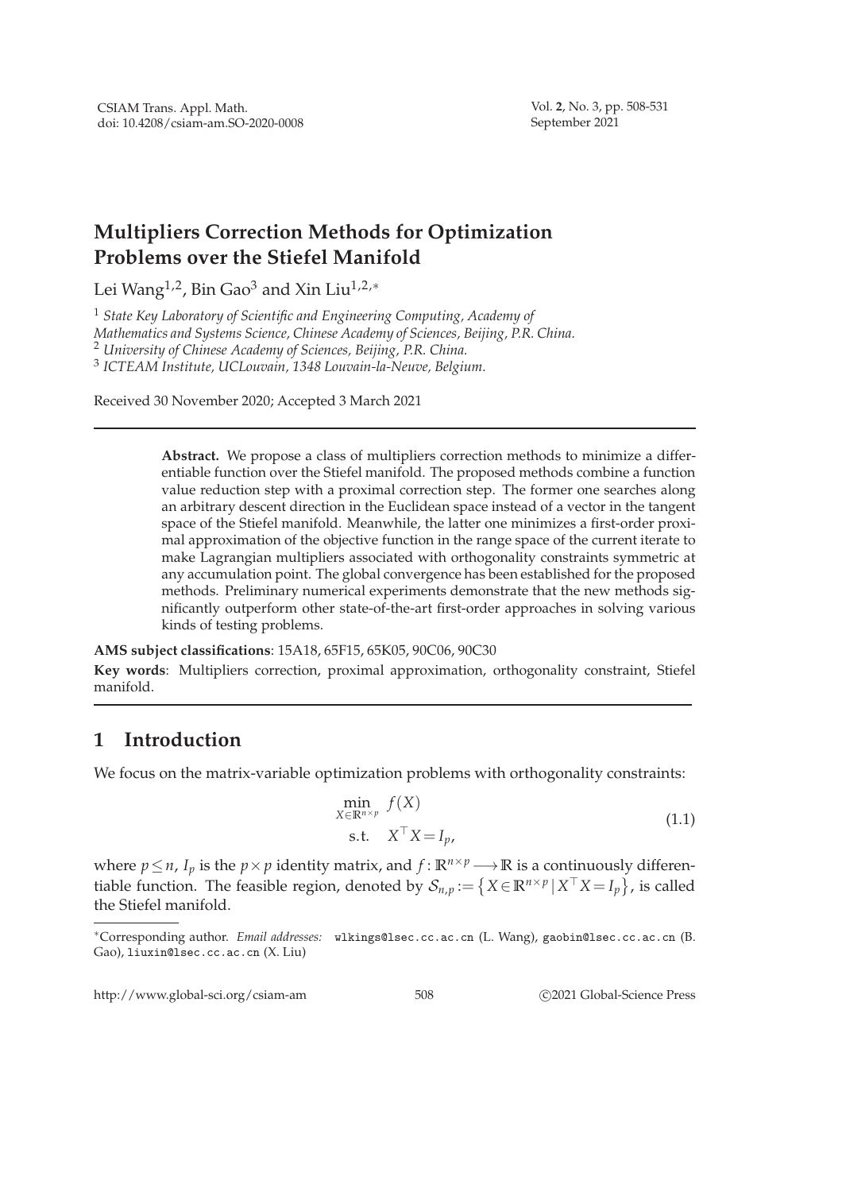# Multipliers Correction Methods for Optimization Problems over the Stiefel Manifold

Lei Wang[1,2], Bin Gao[3] and Xin Liu[1,2,*]

[1] *State Key Laboratory of Scientific and Engineering Computing, Academy of Mathematics and Systems Science, Chinese Academy of Sciences, Beijing, P.R. China.*
[2] *University of Chinese Academy of Sciences, Beijing, P.R. China.*
[3] *ICTEAM Institute, UCLouvain, 1348 Louvain-la-Neuve, Belgium.*

Received 30 November 2020; Accepted 3 March 2021

---

**Abstract.** We propose a class of multipliers correction methods to minimize a differentiable function over the Stiefel manifold. The proposed methods combine a function value reduction step with a proximal correction step. The former one searches along an arbitrary descent direction in the Euclidean space instead of a vector in the tangent space of the Stiefel manifold. Meanwhile, the latter one minimizes a first-order proximal approximation of the objective function in the range space of the current iterate to make Lagrangian multipliers associated with orthogonality constraints symmetric at any accumulation point. The global convergence has been established for the proposed methods. Preliminary numerical experiments demonstrate that the new methods significantly outperform other state-of-the-art first-order approaches in solving various kinds of testing problems.

**AMS subject classifications**: 15A18, 65F15, 65K05, 90C06, 90C30

**Key words**: Multipliers correction, proximal approximation, orthogonality constraint, Stiefel manifold.

---

## 1 Introduction

We focus on the matrix-variable optimization problems with orthogonality constraints:

$$\begin{aligned} \min_{X\in\mathbb{R}^{n\times p}} \quad & f(X) \\ \text{s.t.} \quad & X^\top X = I_p, \end{aligned} \tag{1.1}$$

where $p \leq n$, $I_p$ is the $p\times p$ identity matrix, and $f:\mathbb{R}^{n\times p}\longrightarrow\mathbb{R}$ is a continuously differentiable function. The feasible region, denoted by $\mathcal{S}_{n,p} := \left\{X\in\mathbb{R}^{n\times p} \,|\, X^\top X = I_p\right\}$, is called the Stiefel manifold.

---

*Corresponding author. *Email addresses:* wlkings@lsec.cc.ac.cn (L. Wang), gaobin@lsec.cc.ac.cn (B. Gao), liuxin@lsec.cc.ac.cn (X. Liu)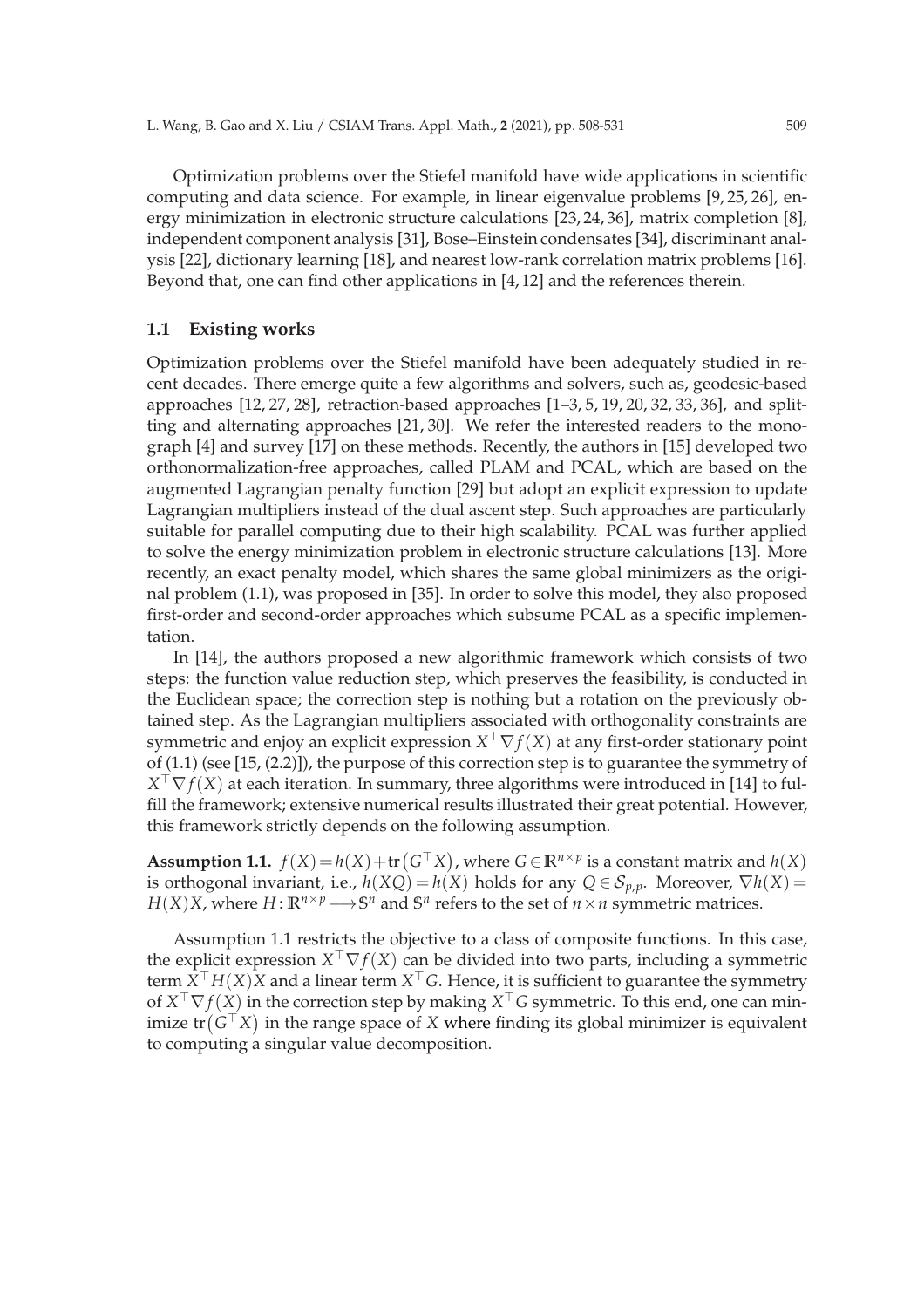Optimization problems over the Stiefel manifold have wide applications in scientific computing and data science. For example, in linear eigenvalue problems [9, 25, 26], energy minimization in electronic structure calculations [23, 24, 36], matrix completion [8], independent component analysis [31], Bose–Einstein condensates [34], discriminant analysis [22], dictionary learning [18], and nearest low-rank correlation matrix problems [16]. Beyond that, one can find other applications in [4, 12] and the references therein.

### 1.1 Existing works

Optimization problems over the Stiefel manifold have been adequately studied in recent decades. There emerge quite a few algorithms and solvers, such as, geodesic-based approaches [12, 27, 28], retraction-based approaches [1–3, 5, 19, 20, 32, 33, 36], and splitting and alternating approaches [21, 30]. We refer the interested readers to the monograph [4] and survey [17] on these methods. Recently, the authors in [15] developed two orthonormalization-free approaches, called PLAM and PCAL, which are based on the augmented Lagrangian penalty function [29] but adopt an explicit expression to update Lagrangian multipliers instead of the dual ascent step. Such approaches are particularly suitable for parallel computing due to their high scalability. PCAL was further applied to solve the energy minimization problem in electronic structure calculations [13]. More recently, an exact penalty model, which shares the same global minimizers as the original problem (1.1), was proposed in [35]. In order to solve this model, they also proposed first-order and second-order approaches which subsume PCAL as a specific implementation.

In [14], the authors proposed a new algorithmic framework which consists of two steps: the function value reduction step, which preserves the feasibility, is conducted in the Euclidean space; the correction step is nothing but a rotation on the previously obtained step. As the Lagrangian multipliers associated with orthogonality constraints are symmetric and enjoy an explicit expression $X^\top \nabla f(X)$ at any first-order stationary point of (1.1) (see [15, (2.2)]), the purpose of this correction step is to guarantee the symmetry of $X^\top \nabla f(X)$ at each iteration. In summary, three algorithms were introduced in [14] to fulfill the framework; extensive numerical results illustrated their great potential. However, this framework strictly depends on the following assumption.

**Assumption 1.1.** $f(X) = h(X) + \operatorname{tr}(G^\top X)$, where $G \in \mathbb{R}^{n\times p}$ is a constant matrix and $h(X)$ is orthogonal invariant, i.e., $h(XQ) = h(X)$ holds for any $Q \in \mathcal{S}_{p,p}$. Moreover, $\nabla h(X) = H(X)X$, where $H : \mathbb{R}^{n\times p} \longrightarrow \mathbb{S}^n$ and $\mathbb{S}^n$ refers to the set of $n\times n$ symmetric matrices.

Assumption 1.1 restricts the objective to a class of composite functions. In this case, the explicit expression $X^\top \nabla f(X)$ can be divided into two parts, including a symmetric term $X^\top H(X)X$ and a linear term $X^\top G$. Hence, it is sufficient to guarantee the symmetry of $X^\top \nabla f(X)$ in the correction step by making $X^\top G$ symmetric. To this end, one can minimize $\operatorname{tr}(G^\top X)$ in the range space of $X$ where finding its global minimizer is equivalent to computing a singular value decomposition.